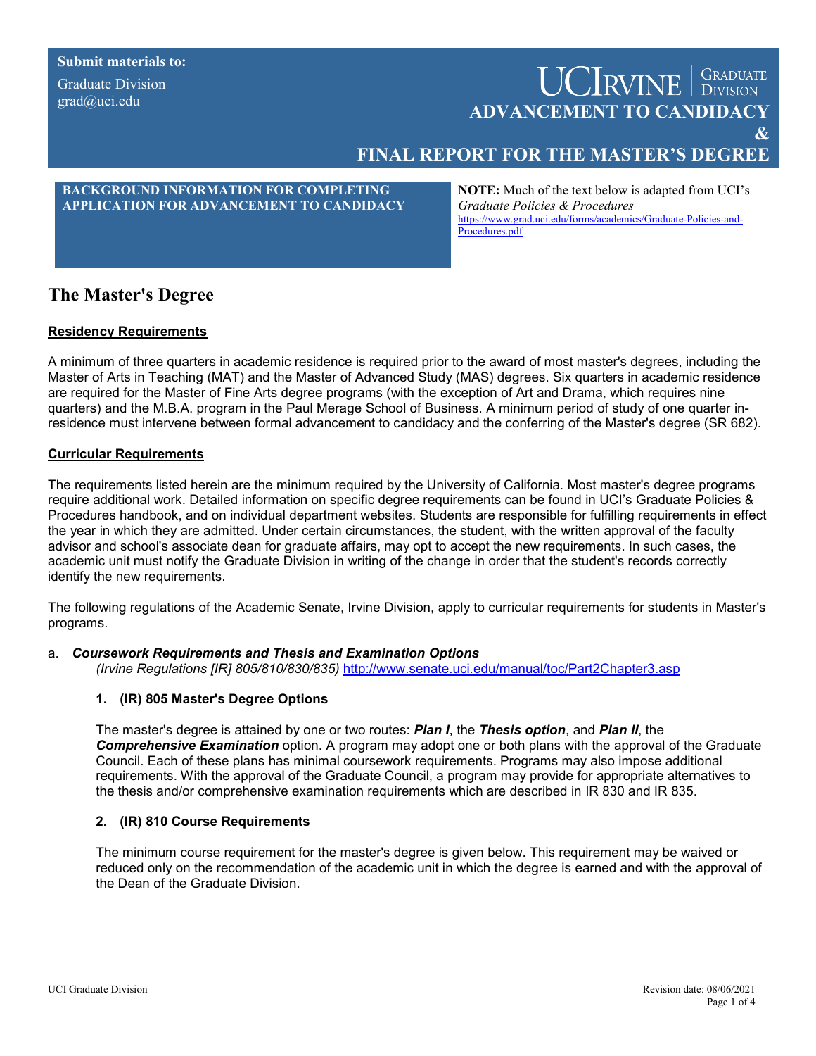**Submit materials to:**

Graduate Division
grad@uci.edu

UCIrvine | Graduate Division

# ADVANCEMENT TO CANDIDACY & FINAL REPORT FOR THE MASTER'S DEGREE

**BACKGROUND INFORMATION FOR COMPLETING APPLICATION FOR ADVANCEMENT TO CANDIDACY**

**NOTE:** Much of the text below is adapted from UCI's *Graduate Policies & Procedures* https://www.grad.uci.edu/forms/academics/Graduate-Policies-and-Procedures.pdf

## The Master's Degree

### Residency Requirements

A minimum of three quarters in academic residence is required prior to the award of most master's degrees, including the Master of Arts in Teaching (MAT) and the Master of Advanced Study (MAS) degrees. Six quarters in academic residence are required for the Master of Fine Arts degree programs (with the exception of Art and Drama, which requires nine quarters) and the M.B.A. program in the Paul Merage School of Business. A minimum period of study of one quarter in-residence must intervene between formal advancement to candidacy and the conferring of the Master's degree (SR 682).

### Curricular Requirements

The requirements listed herein are the minimum required by the University of California. Most master's degree programs require additional work. Detailed information on specific degree requirements can be found in UCI's Graduate Policies & Procedures handbook, and on individual department websites. Students are responsible for fulfilling requirements in effect the year in which they are admitted. Under certain circumstances, the student, with the written approval of the faculty advisor and school's associate dean for graduate affairs, may opt to accept the new requirements. In such cases, the academic unit must notify the Graduate Division in writing of the change in order that the student's records correctly identify the new requirements.

The following regulations of the Academic Senate, Irvine Division, apply to curricular requirements for students in Master's programs.

a. ***Coursework Requirements and Thesis and Examination Options***
*(Irvine Regulations [IR] 805/810/830/835)* http://www.senate.uci.edu/manual/toc/Part2Chapter3.asp

**1. (IR) 805 Master's Degree Options**

The master's degree is attained by one or two routes: ***Plan I***, the ***Thesis option***, and ***Plan II***, the ***Comprehensive Examination*** option. A program may adopt one or both plans with the approval of the Graduate Council. Each of these plans has minimal coursework requirements. Programs may also impose additional requirements. With the approval of the Graduate Council, a program may provide for appropriate alternatives to the thesis and/or comprehensive examination requirements which are described in IR 830 and IR 835.

**2. (IR) 810 Course Requirements**

The minimum course requirement for the master's degree is given below. This requirement may be waived or reduced only on the recommendation of the academic unit in which the degree is earned and with the approval of the Dean of the Graduate Division.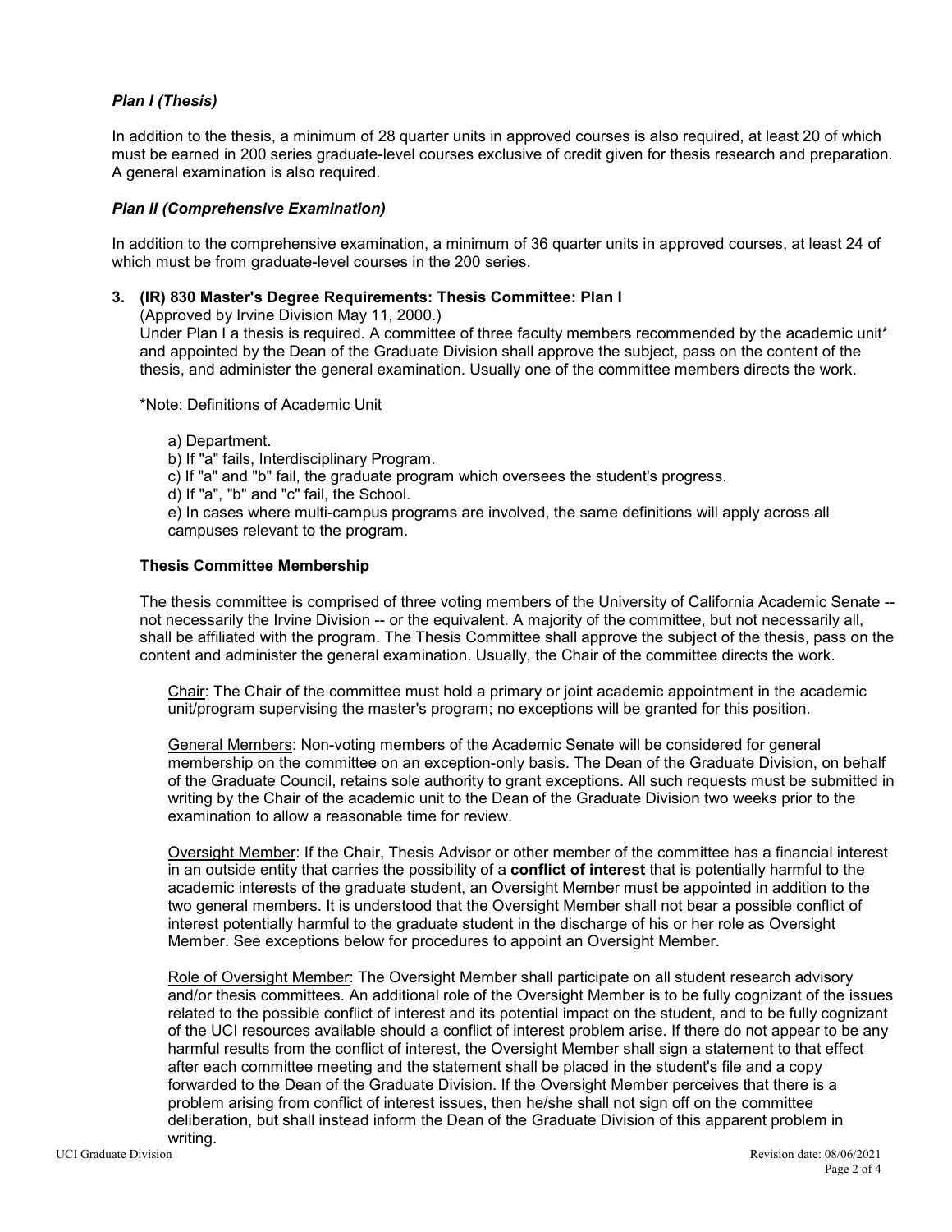### *Plan I (Thesis)*

In addition to the thesis, a minimum of 28 quarter units in approved courses is also required, at least 20 of which must be earned in 200 series graduate-level courses exclusive of credit given for thesis research and preparation. A general examination is also required.

### *Plan II (Comprehensive Examination)*

In addition to the comprehensive examination, a minimum of 36 quarter units in approved courses, at least 24 of which must be from graduate-level courses in the 200 series.

**3. (IR) 830 Master's Degree Requirements: Thesis Committee: Plan I**

(Approved by Irvine Division May 11, 2000.)
Under Plan I a thesis is required. A committee of three faculty members recommended by the academic unit* and appointed by the Dean of the Graduate Division shall approve the subject, pass on the content of the thesis, and administer the general examination. Usually one of the committee members directs the work.

*Note: Definitions of Academic Unit

a) Department.
b) If "a" fails, Interdisciplinary Program.
c) If "a" and "b" fail, the graduate program which oversees the student's progress.
d) If "a", "b" and "c" fail, the School.
e) In cases where multi-campus programs are involved, the same definitions will apply across all campuses relevant to the program.

**Thesis Committee Membership**

The thesis committee is comprised of three voting members of the University of California Academic Senate -- not necessarily the Irvine Division -- or the equivalent. A majority of the committee, but not necessarily all, shall be affiliated with the program. The Thesis Committee shall approve the subject of the thesis, pass on the content and administer the general examination. Usually, the Chair of the committee directs the work.

Chair: The Chair of the committee must hold a primary or joint academic appointment in the academic unit/program supervising the master's program; no exceptions will be granted for this position.

General Members: Non-voting members of the Academic Senate will be considered for general membership on the committee on an exception-only basis. The Dean of the Graduate Division, on behalf of the Graduate Council, retains sole authority to grant exceptions. All such requests must be submitted in writing by the Chair of the academic unit to the Dean of the Graduate Division two weeks prior to the examination to allow a reasonable time for review.

Oversight Member: If the Chair, Thesis Advisor or other member of the committee has a financial interest in an outside entity that carries the possibility of a **conflict of interest** that is potentially harmful to the academic interests of the graduate student, an Oversight Member must be appointed in addition to the two general members. It is understood that the Oversight Member shall not bear a possible conflict of interest potentially harmful to the graduate student in the discharge of his or her role as Oversight Member. See exceptions below for procedures to appoint an Oversight Member.

Role of Oversight Member: The Oversight Member shall participate on all student research advisory and/or thesis committees. An additional role of the Oversight Member is to be fully cognizant of the issues related to the possible conflict of interest and its potential impact on the student, and to be fully cognizant of the UCI resources available should a conflict of interest problem arise. If there do not appear to be any harmful results from the conflict of interest, the Oversight Member shall sign a statement to that effect after each committee meeting and the statement shall be placed in the student's file and a copy forwarded to the Dean of the Graduate Division. If the Oversight Member perceives that there is a problem arising from conflict of interest issues, then he/she shall not sign off on the committee deliberation, but shall instead inform the Dean of the Graduate Division of this apparent problem in writing.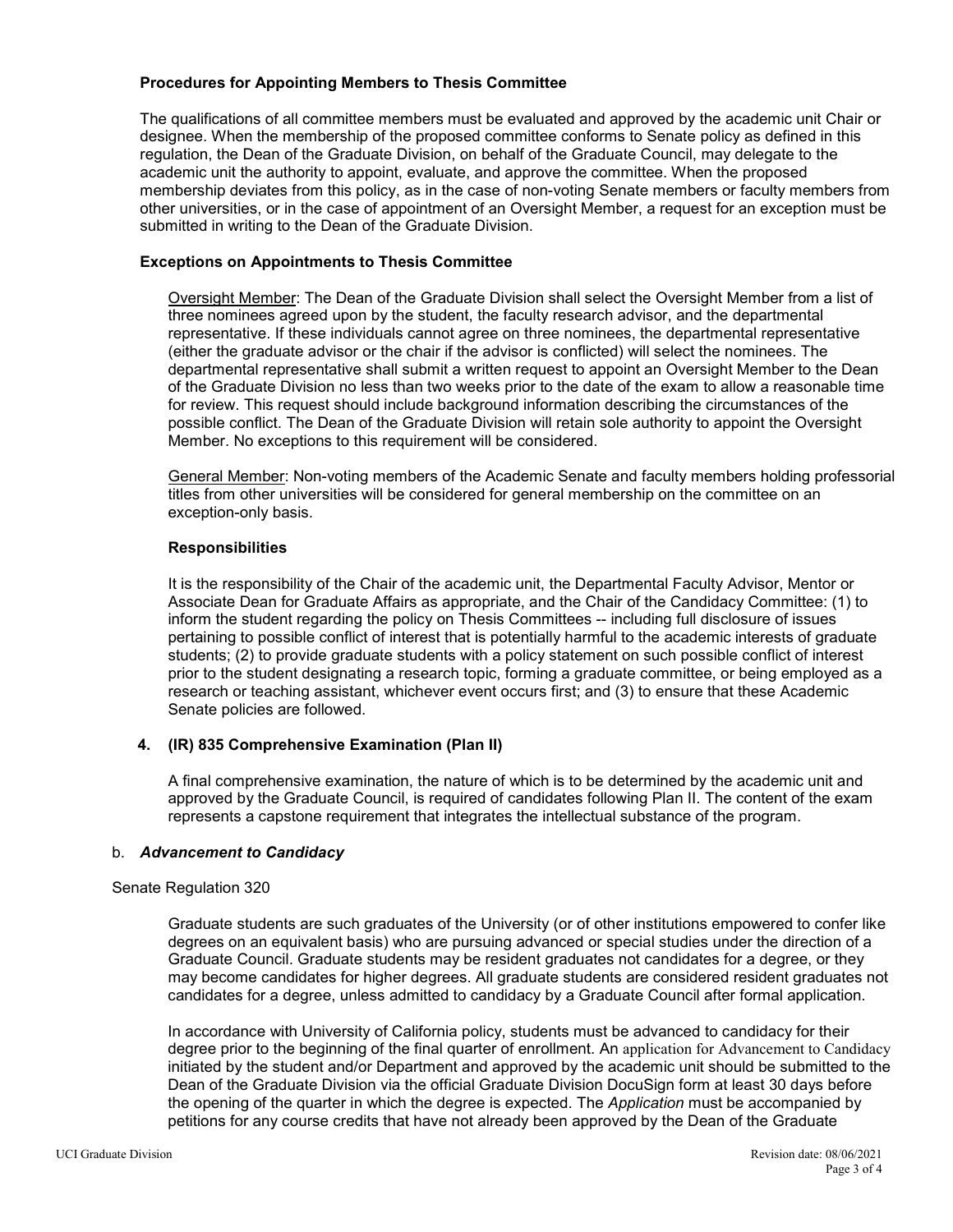**Procedures for Appointing Members to Thesis Committee**

The qualifications of all committee members must be evaluated and approved by the academic unit Chair or designee. When the membership of the proposed committee conforms to Senate policy as defined in this regulation, the Dean of the Graduate Division, on behalf of the Graduate Council, may delegate to the academic unit the authority to appoint, evaluate, and approve the committee. When the proposed membership deviates from this policy, as in the case of non-voting Senate members or faculty members from other universities, or in the case of appointment of an Oversight Member, a request for an exception must be submitted in writing to the Dean of the Graduate Division.

**Exceptions on Appointments to Thesis Committee**

Oversight Member: The Dean of the Graduate Division shall select the Oversight Member from a list of three nominees agreed upon by the student, the faculty research advisor, and the departmental representative. If these individuals cannot agree on three nominees, the departmental representative (either the graduate advisor or the chair if the advisor is conflicted) will select the nominees. The departmental representative shall submit a written request to appoint an Oversight Member to the Dean of the Graduate Division no less than two weeks prior to the date of the exam to allow a reasonable time for review. This request should include background information describing the circumstances of the possible conflict. The Dean of the Graduate Division will retain sole authority to appoint the Oversight Member. No exceptions to this requirement will be considered.

General Member: Non-voting members of the Academic Senate and faculty members holding professorial titles from other universities will be considered for general membership on the committee on an exception-only basis.

**Responsibilities**

It is the responsibility of the Chair of the academic unit, the Departmental Faculty Advisor, Mentor or Associate Dean for Graduate Affairs as appropriate, and the Chair of the Candidacy Committee: (1) to inform the student regarding the policy on Thesis Committees -- including full disclosure of issues pertaining to possible conflict of interest that is potentially harmful to the academic interests of graduate students; (2) to provide graduate students with a policy statement on such possible conflict of interest prior to the student designating a research topic, forming a graduate committee, or being employed as a research or teaching assistant, whichever event occurs first; and (3) to ensure that these Academic Senate policies are followed.

**4. (IR) 835 Comprehensive Examination (Plan II)**

A final comprehensive examination, the nature of which is to be determined by the academic unit and approved by the Graduate Council, is required of candidates following Plan II. The content of the exam represents a capstone requirement that integrates the intellectual substance of the program.

b. ***Advancement to Candidacy***

Senate Regulation 320

Graduate students are such graduates of the University (or of other institutions empowered to confer like degrees on an equivalent basis) who are pursuing advanced or special studies under the direction of a Graduate Council. Graduate students may be resident graduates not candidates for a degree, or they may become candidates for higher degrees. All graduate students are considered resident graduates not candidates for a degree, unless admitted to candidacy by a Graduate Council after formal application.

In accordance with University of California policy, students must be advanced to candidacy for their degree prior to the beginning of the final quarter of enrollment. An application for Advancement to Candidacy initiated by the student and/or Department and approved by the academic unit should be submitted to the Dean of the Graduate Division via the official Graduate Division DocuSign form at least 30 days before the opening of the quarter in which the degree is expected. The *Application* must be accompanied by petitions for any course credits that have not already been approved by the Dean of the Graduate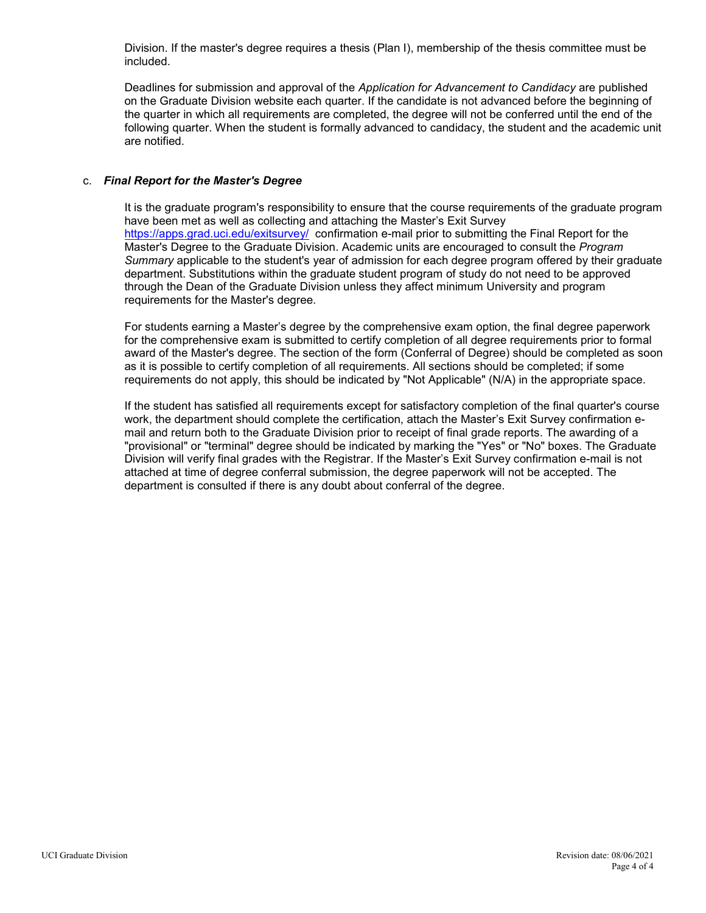Division. If the master's degree requires a thesis (Plan I), membership of the thesis committee must be included.

Deadlines for submission and approval of the *Application for Advancement to Candidacy* are published on the Graduate Division website each quarter. If the candidate is not advanced before the beginning of the quarter in which all requirements are completed, the degree will not be conferred until the end of the following quarter. When the student is formally advanced to candidacy, the student and the academic unit are notified.

c. ***Final Report for the Master's Degree***

It is the graduate program's responsibility to ensure that the course requirements of the graduate program have been met as well as collecting and attaching the Master's Exit Survey https://apps.grad.uci.edu/exitsurvey/ confirmation e-mail prior to submitting the Final Report for the Master's Degree to the Graduate Division. Academic units are encouraged to consult the *Program Summary* applicable to the student's year of admission for each degree program offered by their graduate department. Substitutions within the graduate student program of study do not need to be approved through the Dean of the Graduate Division unless they affect minimum University and program requirements for the Master's degree.

For students earning a Master's degree by the comprehensive exam option, the final degree paperwork for the comprehensive exam is submitted to certify completion of all degree requirements prior to formal award of the Master's degree. The section of the form (Conferral of Degree) should be completed as soon as it is possible to certify completion of all requirements. All sections should be completed; if some requirements do not apply, this should be indicated by "Not Applicable" (N/A) in the appropriate space.

If the student has satisfied all requirements except for satisfactory completion of the final quarter's course work, the department should complete the certification, attach the Master's Exit Survey confirmation e-mail and return both to the Graduate Division prior to receipt of final grade reports. The awarding of a "provisional" or "terminal" degree should be indicated by marking the "Yes" or "No" boxes. The Graduate Division will verify final grades with the Registrar. If the Master's Exit Survey confirmation e-mail is not attached at time of degree conferral submission, the degree paperwork will not be accepted. The department is consulted if there is any doubt about conferral of the degree.